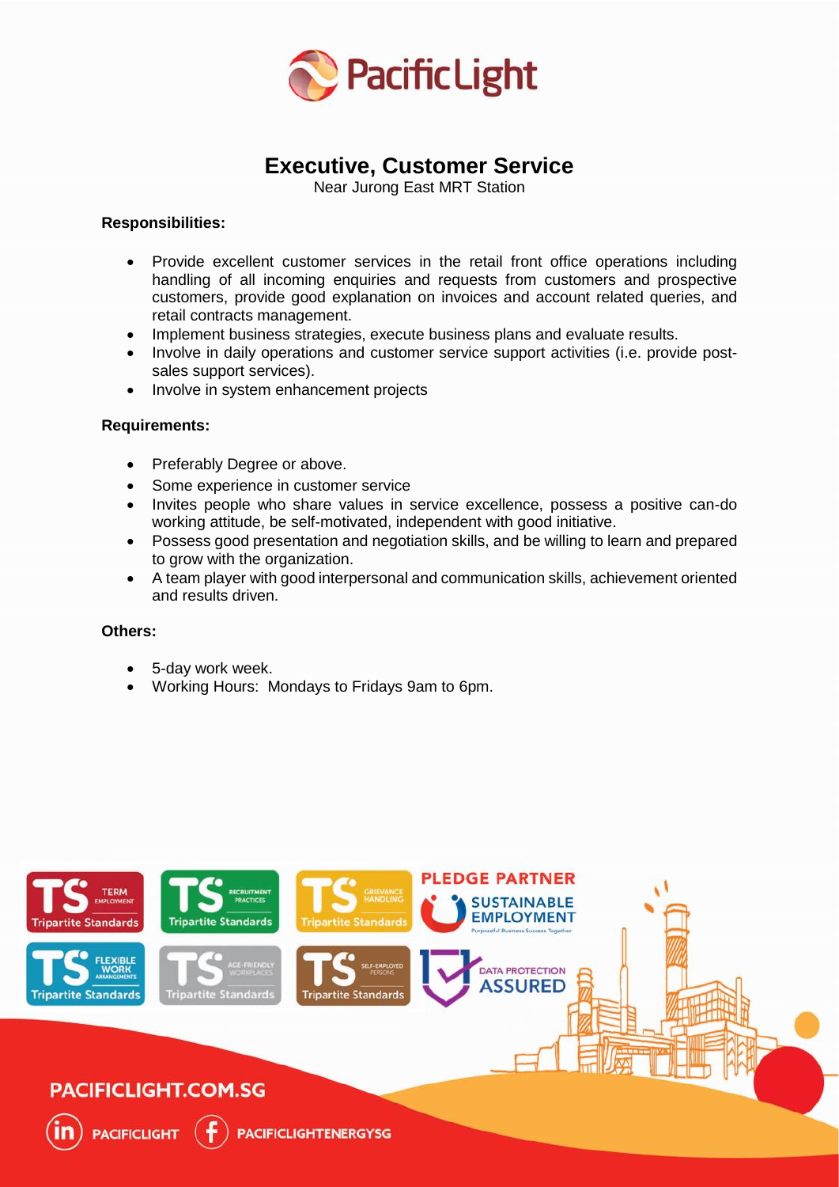PacificLight

# Executive, Customer Service

Near Jurong East MRT Station

**Responsibilities:**

- Provide excellent customer services in the retail front office operations including handling of all incoming enquiries and requests from customers and prospective customers, provide good explanation on invoices and account related queries, and retail contracts management.
- Implement business strategies, execute business plans and evaluate results.
- Involve in daily operations and customer service support activities (i.e. provide post-sales support services).
- Involve in system enhancement projects

**Requirements:**

- Preferably Degree or above.
- Some experience in customer service
- Invites people who share values in service excellence, possess a positive can-do working attitude, be self-motivated, independent with good initiative.
- Possess good presentation and negotiation skills, and be willing to learn and prepared to grow with the organization.
- A team player with good interpersonal and communication skills, achievement oriented and results driven.

**Others:**

- 5-day work week.
- Working Hours: Mondays to Fridays 9am to 6pm.

TS Tripartite Standards – Term Employment | TS Tripartite Standards – Recruitment Practices | TS Tripartite Standards – Grievance Handling | PLEDGE PARTNER SUSTAINABLE EMPLOYMENT – Purposeful Business Success Together

TS Tripartite Standards – Flexible Work Arrangements | TS Tripartite Standards – Age-Friendly Workplaces | TS Tripartite Standards – Self-Employed Persons | DATA PROTECTION ASSURED

PACIFICLIGHT.COM.SG

PACIFICLIGHT | PACIFICLIGHTENERGYSG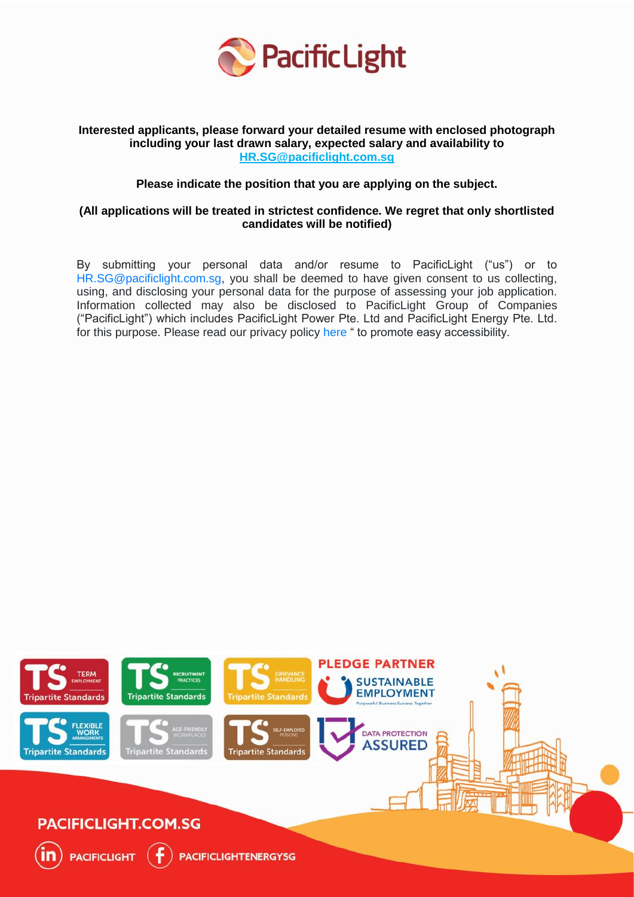**Interested applicants, please forward your detailed resume with enclosed photograph including your last drawn salary, expected salary and availability to [HR.SG@pacificlight.com.sg](mailto:HR.SG@pacificlight.com.sg)**

**Please indicate the position that you are applying on the subject.**

**(All applications will be treated in strictest confidence. We regret that only shortlisted candidates will be notified)**

By submitting your personal data and/or resume to PacificLight ("us") or to HR.SG@pacificlight.com.sg, you shall be deemed to have given consent to us collecting, using, and disclosing your personal data for the purpose of assessing your job application. Information collected may also be disclosed to PacificLight Group of Companies ("PacificLight") which includes PacificLight Power Pte. Ltd and PacificLight Energy Pte. Ltd. for this purpose. Please read our privacy policy here " to promote easy accessibility.

TS TERM EMPLOYMENT Tripartite Standards

TS RECRUITMENT PRACTICES Tripartite Standards

TS GRIEVANCE HANDLING Tripartite Standards

PLEDGE PARTNER SUSTAINABLE EMPLOYMENT Purposeful Business Success Together

TS FLEXIBLE WORK ARRANGEMENTS Tripartite Standards

TS AGE-FRIENDLY WORKPLACES Tripartite Standards

TS SELF-EMPLOYED PERSONS Tripartite Standards

DATA PROTECTION ASSURED

PACIFICLIGHT.COM.SG

PACIFICLIGHT PACIFICLIGHTENERGYSG